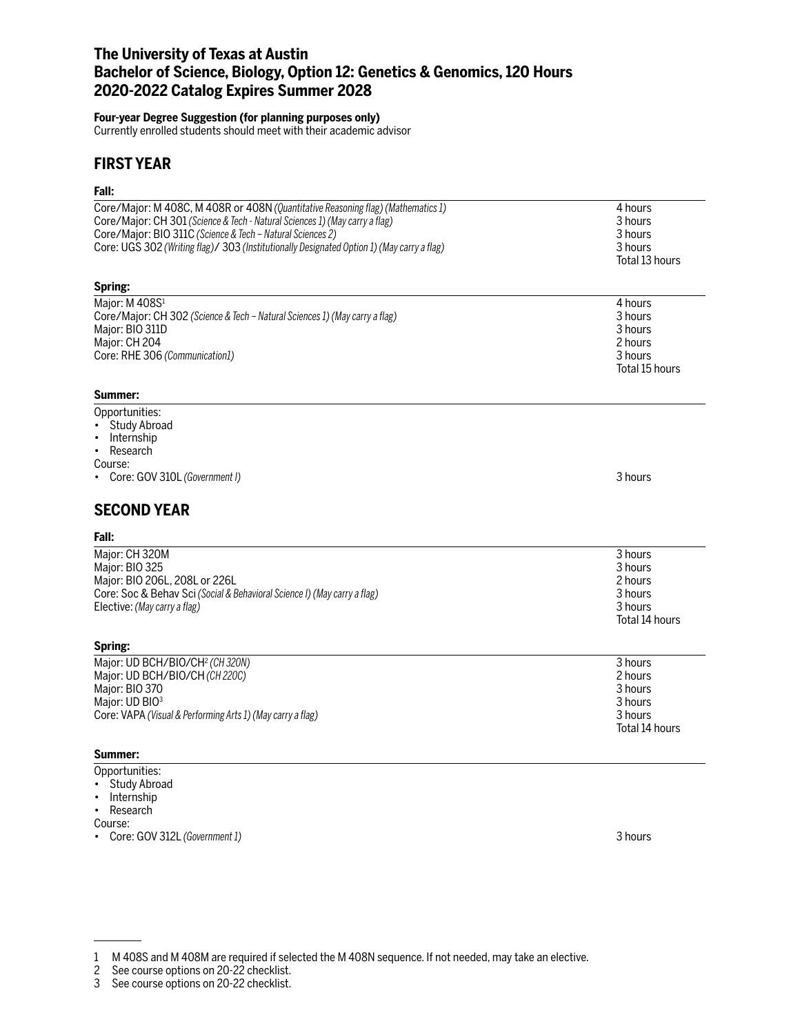# The University of Texas at Austin
# Bachelor of Science, Biology, Option 12: Genetics & Genomics, 120 Hours
# 2020-2022 Catalog Expires Summer 2028

**Four-year Degree Suggestion (for planning purposes only)**
Currently enrolled students should meet with their academic advisor

## FIRST YEAR

**Fall:**

| | |
|---|---|
| Core/Major: M 408C, M 408R or 408N *(Quantitative Reasoning flag) (Mathematics 1)* | 4 hours |
| Core/Major: CH 301 *(Science & Tech - Natural Sciences 1) (May carry a flag)* | 3 hours |
| Core/Major: BIO 311C *(Science & Tech – Natural Sciences 2)* | 3 hours |
| Core: UGS 302 *(Writing flag)*/ 303 *(Institutionally Designated Option 1) (May carry a flag)* | 3 hours |
| | Total 13 hours |

**Spring:**

| | |
|---|---|
| Major: M 408S[1] | 4 hours |
| Core/Major: CH 302 *(Science & Tech – Natural Sciences 1) (May carry a flag)* | 3 hours |
| Major: BIO 311D | 3 hours |
| Major: CH 204 | 2 hours |
| Core: RHE 306 *(Communication1)* | 3 hours |
| | Total 15 hours |

**Summer:**

Opportunities:
- Study Abroad
- Internship
- Research

Course:
- Core: GOV 310L *(Government I)* — 3 hours

## SECOND YEAR

**Fall:**

| | |
|---|---|
| Major: CH 320M | 3 hours |
| Major: BIO 325 | 3 hours |
| Major: BIO 206L, 208L or 226L | 2 hours |
| Core: Soc & Behav Sci *(Social & Behavioral Science I) (May carry a flag)* | 3 hours |
| Elective: *(May carry a flag)* | 3 hours |
| | Total 14 hours |

**Spring:**

| | |
|---|---|
| Major: UD BCH/BIO/CH[2] *(CH 320N)* | 3 hours |
| Major: UD BCH/BIO/CH *(CH 220C)* | 2 hours |
| Major: BIO 370 | 3 hours |
| Major: UD BIO[3] | 3 hours |
| Core: VAPA *(Visual & Performing Arts 1) (May carry a flag)* | 3 hours |
| | Total 14 hours |

**Summer:**

Opportunities:
- Study Abroad
- Internship
- Research

Course:
- Core: GOV 312L *(Government 1)* — 3 hours

---

1 M 408S and M 408M are required if selected the M 408N sequence. If not needed, may take an elective.
2 See course options on 20-22 checklist.
3 See course options on 20-22 checklist.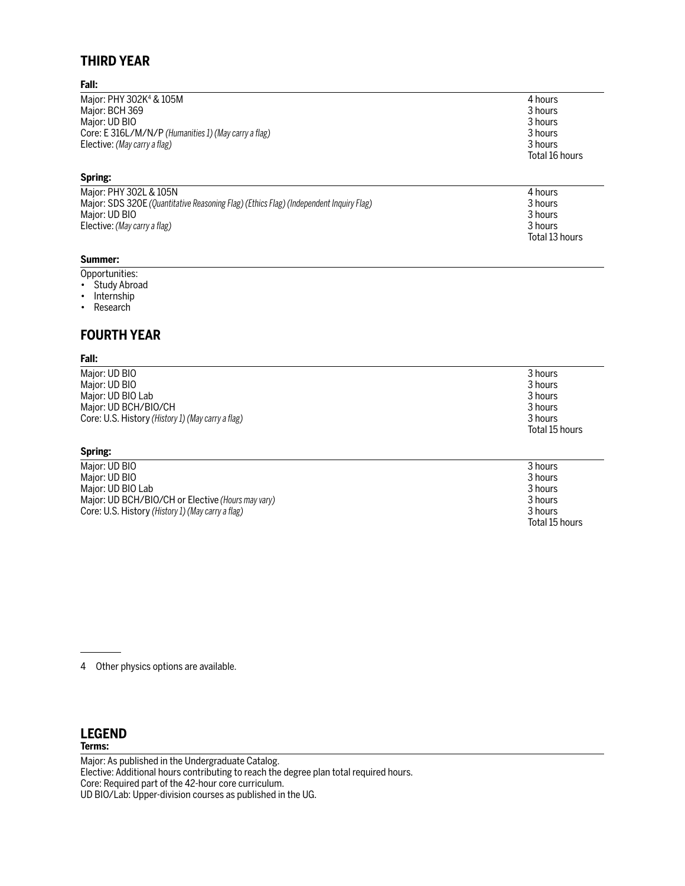## THIRD YEAR

**Fall:**

| | |
|---|---|
| Major: PHY 302K[4] & 105M | 4 hours |
| Major: BCH 369 | 3 hours |
| Major: UD BIO | 3 hours |
| Core: E 316L/M/N/P *(Humanities 1) (May carry a flag)* | 3 hours |
| Elective: *(May carry a flag)* | 3 hours |
| | Total 16 hours |

**Spring:**

| | |
|---|---|
| Major: PHY 302L & 105N | 4 hours |
| Major: SDS 320E *(Quantitative Reasoning Flag) (Ethics Flag) (Independent Inquiry Flag)* | 3 hours |
| Major: UD BIO | 3 hours |
| Elective: *(May carry a flag)* | 3 hours |
| | Total 13 hours |

**Summer:**

Opportunities:

- Study Abroad
- Internship
- Research

## FOURTH YEAR

**Fall:**

| | |
|---|---|
| Major: UD BIO | 3 hours |
| Major: UD BIO | 3 hours |
| Major: UD BIO Lab | 3 hours |
| Major: UD BCH/BIO/CH | 3 hours |
| Core: U.S. History *(History 1) (May carry a flag)* | 3 hours |
| | Total 15 hours |

**Spring:**

| | |
|---|---|
| Major: UD BIO | 3 hours |
| Major: UD BIO | 3 hours |
| Major: UD BIO Lab | 3 hours |
| Major: UD BCH/BIO/CH or Elective *(Hours may vary)* | 3 hours |
| Core: U.S. History *(History 1) (May carry a flag)* | 3 hours |
| | Total 15 hours |

4 Other physics options are available.

## LEGEND

**Terms:**

Major: As published in the Undergraduate Catalog.
Elective: Additional hours contributing to reach the degree plan total required hours.
Core: Required part of the 42-hour core curriculum.
UD BIO/Lab: Upper-division courses as published in the UG.